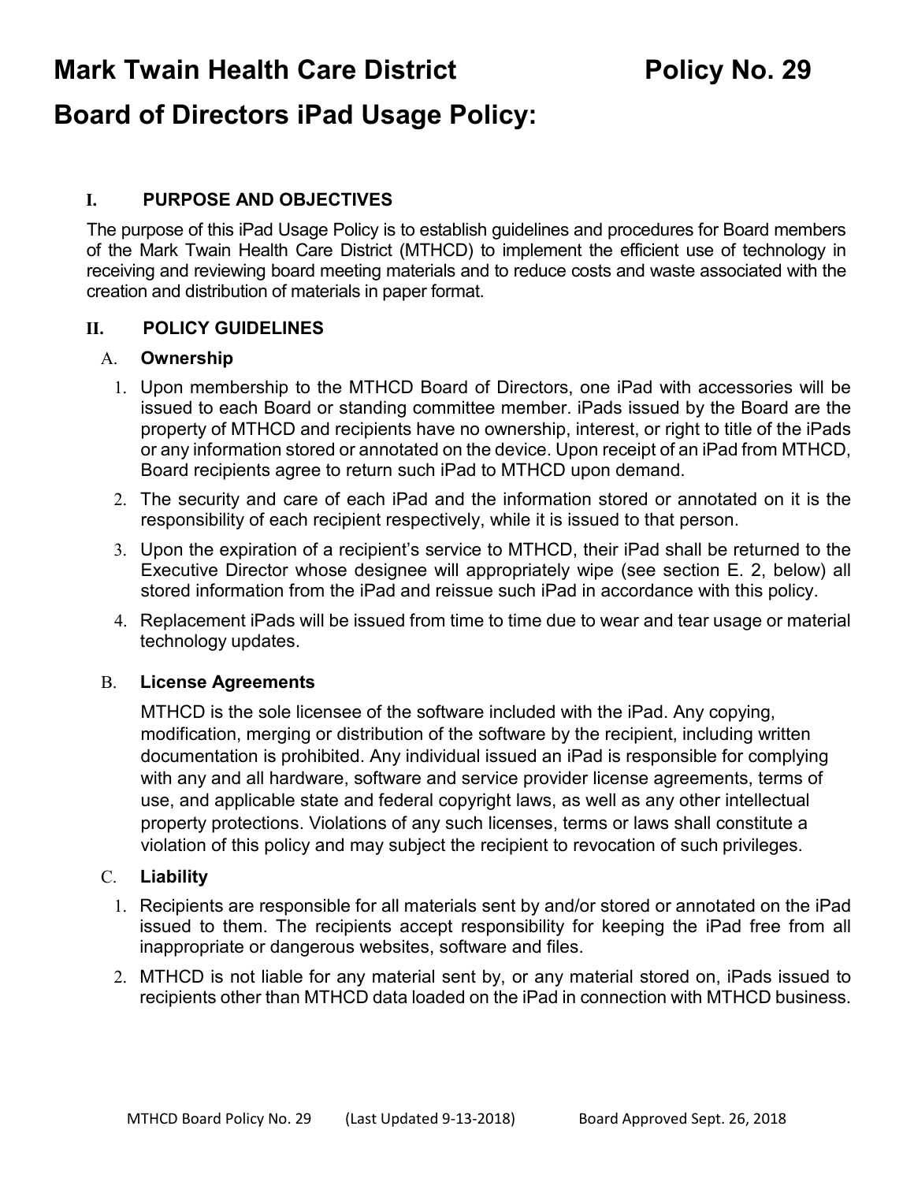# Mark Twain Health Care District Policy No. 29

# Board of Directors iPad Usage Policy:

## I. PURPOSE AND OBJECTIVES

The purpose of this iPad Usage Policy is to establish guidelines and procedures for Board members of the Mark Twain Health Care District (MTHCD) to implement the efficient use of technology in receiving and reviewing board meeting materials and to reduce costs and waste associated with the creation and distribution of materials in paper format.

## II. POLICY GUIDELINES

### A. Ownership

1. Upon membership to the MTHCD Board of Directors, one iPad with accessories will be issued to each Board or standing committee member. iPads issued by the Board are the property of MTHCD and recipients have no ownership, interest, or right to title of the iPads or any information stored or annotated on the device. Upon receipt of an iPad from MTHCD, Board recipients agree to return such iPad to MTHCD upon demand.
2. The security and care of each iPad and the information stored or annotated on it is the responsibility of each recipient respectively, while it is issued to that person.
3. Upon the expiration of a recipient's service to MTHCD, their iPad shall be returned to the Executive Director whose designee will appropriately wipe (see section E. 2, below) all stored information from the iPad and reissue such iPad in accordance with this policy.
4. Replacement iPads will be issued from time to time due to wear and tear usage or material technology updates.

### B. License Agreements

MTHCD is the sole licensee of the software included with the iPad. Any copying, modification, merging or distribution of the software by the recipient, including written documentation is prohibited. Any individual issued an iPad is responsible for complying with any and all hardware, software and service provider license agreements, terms of use, and applicable state and federal copyright laws, as well as any other intellectual property protections. Violations of any such licenses, terms or laws shall constitute a violation of this policy and may subject the recipient to revocation of such privileges.

### C. Liability

1. Recipients are responsible for all materials sent by and/or stored or annotated on the iPad issued to them. The recipients accept responsibility for keeping the iPad free from all inappropriate or dangerous websites, software and files.
2. MTHCD is not liable for any material sent by, or any material stored on, iPads issued to recipients other than MTHCD data loaded on the iPad in connection with MTHCD business.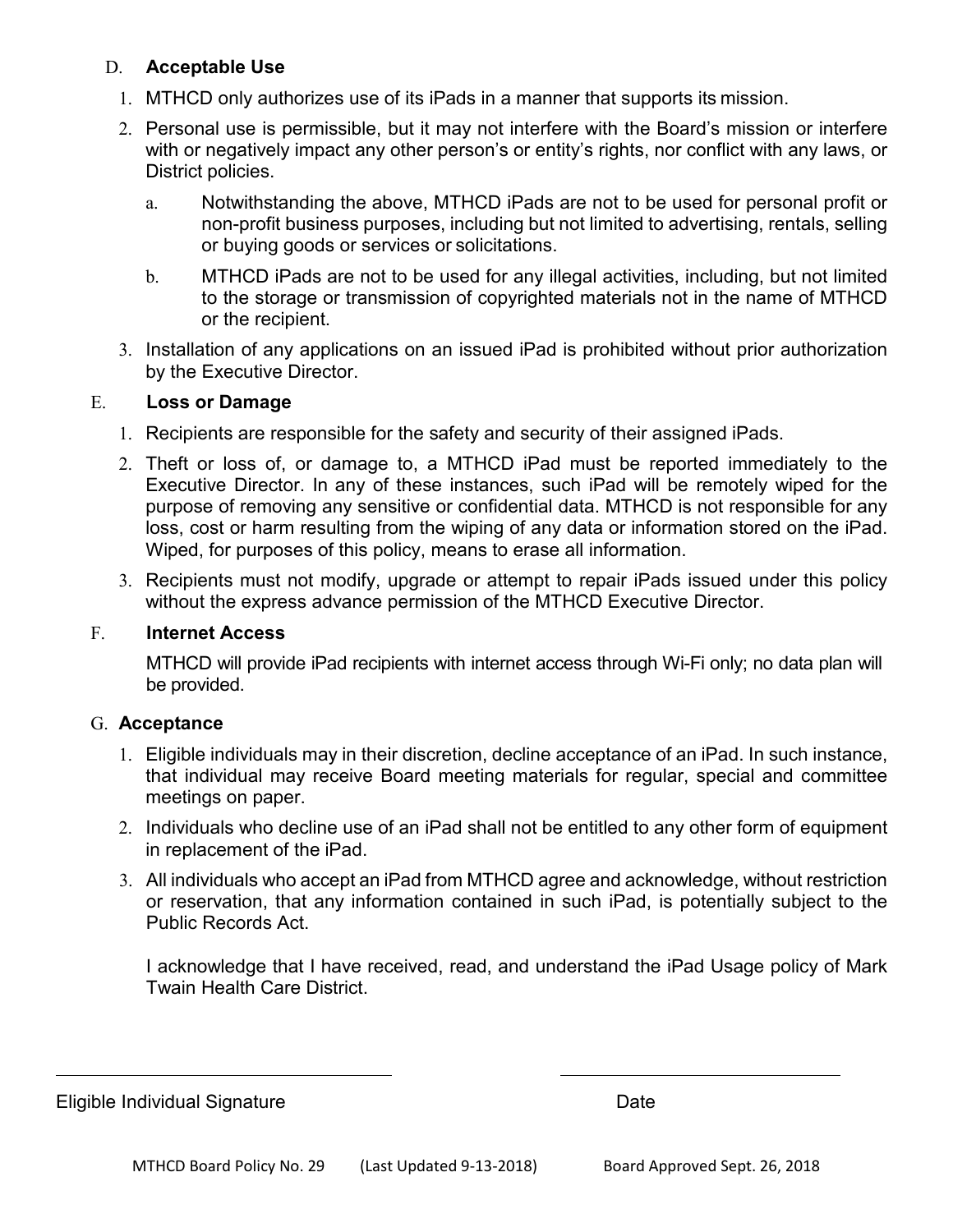### D. **Acceptable Use**

1. MTHCD only authorizes use of its iPads in a manner that supports its mission.
2. Personal use is permissible, but it may not interfere with the Board's mission or interfere with or negatively impact any other person's or entity's rights, nor conflict with any laws, or District policies.
   a. Notwithstanding the above, MTHCD iPads are not to be used for personal profit or non-profit business purposes, including but not limited to advertising, rentals, selling or buying goods or services or solicitations.
   b. MTHCD iPads are not to be used for any illegal activities, including, but not limited to the storage or transmission of copyrighted materials not in the name of MTHCD or the recipient.
3. Installation of any applications on an issued iPad is prohibited without prior authorization by the Executive Director.

### E. **Loss or Damage**

1. Recipients are responsible for the safety and security of their assigned iPads.
2. Theft or loss of, or damage to, a MTHCD iPad must be reported immediately to the Executive Director. In any of these instances, such iPad will be remotely wiped for the purpose of removing any sensitive or confidential data. MTHCD is not responsible for any loss, cost or harm resulting from the wiping of any data or information stored on the iPad. Wiped, for purposes of this policy, means to erase all information.
3. Recipients must not modify, upgrade or attempt to repair iPads issued under this policy without the express advance permission of the MTHCD Executive Director.

### F. **Internet Access**

MTHCD will provide iPad recipients with internet access through Wi-Fi only; no data plan will be provided.

### G. **Acceptance**

1. Eligible individuals may in their discretion, decline acceptance of an iPad. In such instance, that individual may receive Board meeting materials for regular, special and committee meetings on paper.
2. Individuals who decline use of an iPad shall not be entitled to any other form of equipment in replacement of the iPad.
3. All individuals who accept an iPad from MTHCD agree and acknowledge, without restriction or reservation, that any information contained in such iPad, is potentially subject to the Public Records Act.

I acknowledge that I have received, read, and understand the iPad Usage policy of Mark Twain Health Care District.

\_\_\_\_\_\_\_\_\_\_\_\_\_\_\_\_\_\_\_\_\_\_\_\_\_\_\_\_\_\_ \_\_\_\_\_\_\_\_\_\_\_\_\_\_\_\_\_\_\_\_\_\_\_\_

Eligible Individual Signature Date

MTHCD Board Policy No. 29 (Last Updated 9-13-2018) Board Approved Sept. 26, 2018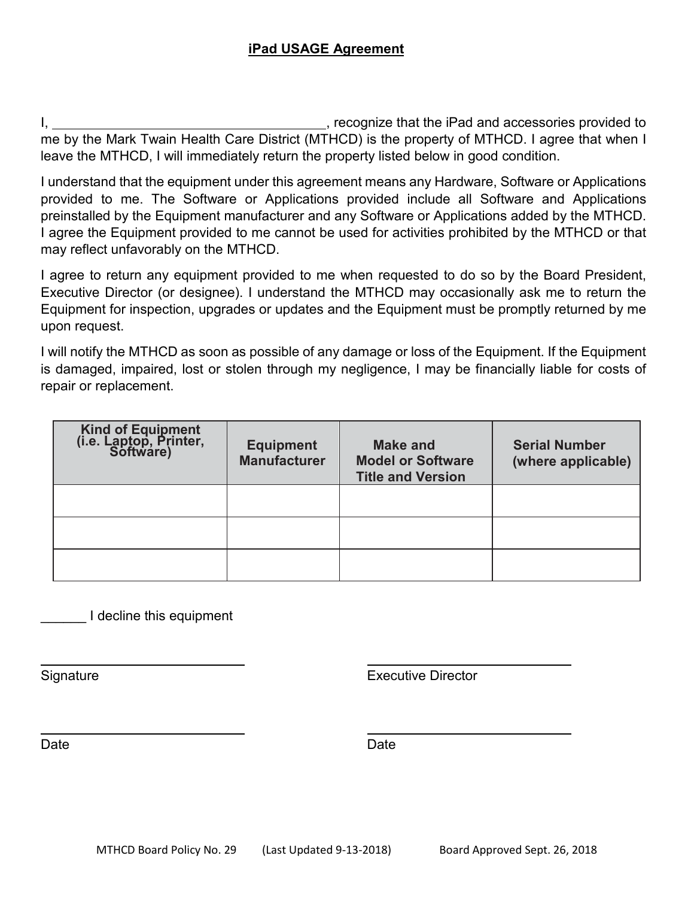## iPad USAGE Agreement

I, ______________________________________, recognize that the iPad and accessories provided to me by the Mark Twain Health Care District (MTHCD) is the property of MTHCD. I agree that when I leave the MTHCD, I will immediately return the property listed below in good condition.

I understand that the equipment under this agreement means any Hardware, Software or Applications provided to me. The Software or Applications provided include all Software and Applications preinstalled by the Equipment manufacturer and any Software or Applications added by the MTHCD. I agree the Equipment provided to me cannot be used for activities prohibited by the MTHCD or that may reflect unfavorably on the MTHCD.

I agree to return any equipment provided to me when requested to do so by the Board President, Executive Director (or designee). I understand the MTHCD may occasionally ask me to return the Equipment for inspection, upgrades or updates and the Equipment must be promptly returned by me upon request.

I will notify the MTHCD as soon as possible of any damage or loss of the Equipment. If the Equipment is damaged, impaired, lost or stolen through my negligence, I may be financially liable for costs of repair or replacement.

| Kind of Equipment (i.e. Laptop, Printer, Software) | Equipment Manufacturer | Make and Model or Software Title and Version | Serial Number (where applicable) |
|---|---|---|---|
| | | | |
| | | | |
| | | | |

______ I decline this equipment

______________________________ Signature

______________________________ Executive Director

______________________________ Date

______________________________ Date

MTHCD Board Policy No. 29 (Last Updated 9-13-2018) Board Approved Sept. 26, 2018